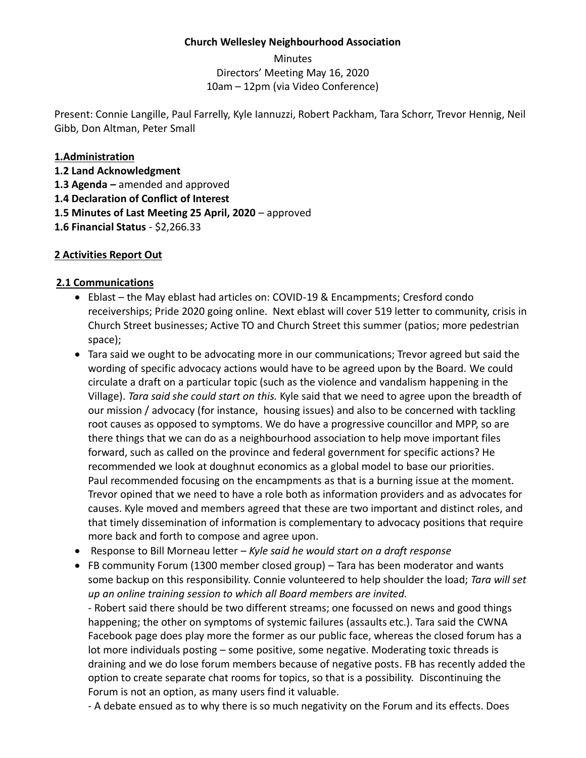**Church Wellesley Neighbourhood Association**

Minutes
Directors' Meeting May 16, 2020
10am – 12pm (via Video Conference)

Present: Connie Langille, Paul Farrelly, Kyle Iannuzzi, Robert Packham, Tara Schorr, Trevor Hennig, Neil Gibb, Don Altman, Peter Small

**1.Administration**

**1.2 Land Acknowledgment**

**1.3 Agenda –** amended and approved

**1.4 Declaration of Conflict of Interest**

**1.5 Minutes of Last Meeting 25 April, 2020** – approved

**1.6 Financial Status** - $2,266.33

**2 Activities Report Out**

**2.1 Communications**

- Eblast – the May eblast had articles on: COVID-19 & Encampments; Cresford condo receiverships; Pride 2020 going online. Next eblast will cover 519 letter to community, crisis in Church Street businesses; Active TO and Church Street this summer (patios; more pedestrian space);
- Tara said we ought to be advocating more in our communications; Trevor agreed but said the wording of specific advocacy actions would have to be agreed upon by the Board. We could circulate a draft on a particular topic (such as the violence and vandalism happening in the Village). *Tara said she could start on this.* Kyle said that we need to agree upon the breadth of our mission / advocacy (for instance, housing issues) and also to be concerned with tackling root causes as opposed to symptoms. We do have a progressive councillor and MPP, so are there things that we can do as a neighbourhood association to help move important files forward, such as called on the province and federal government for specific actions? He recommended we look at doughnut economics as a global model to base our priorities. Paul recommended focusing on the encampments as that is a burning issue at the moment. Trevor opined that we need to have a role both as information providers and as advocates for causes. Kyle moved and members agreed that these are two important and distinct roles, and that timely dissemination of information is complementary to advocacy positions that require more back and forth to compose and agree upon.
- Response to Bill Morneau letter – *Kyle said he would start on a draft response*
- FB community Forum (1300 member closed group) – Tara has been moderator and wants some backup on this responsibility. Connie volunteered to help shoulder the load; *Tara will set up an online training session to which all Board members are invited.*

  - Robert said there should be two different streams; one focussed on news and good things happening; the other on symptoms of systemic failures (assaults etc.). Tara said the CWNA Facebook page does play more the former as our public face, whereas the closed forum has a lot more individuals posting – some positive, some negative. Moderating toxic threads is draining and we do lose forum members because of negative posts. FB has recently added the option to create separate chat rooms for topics, so that is a possibility. Discontinuing the Forum is not an option, as many users find it valuable.

  - A debate ensued as to why there is so much negativity on the Forum and its effects. Does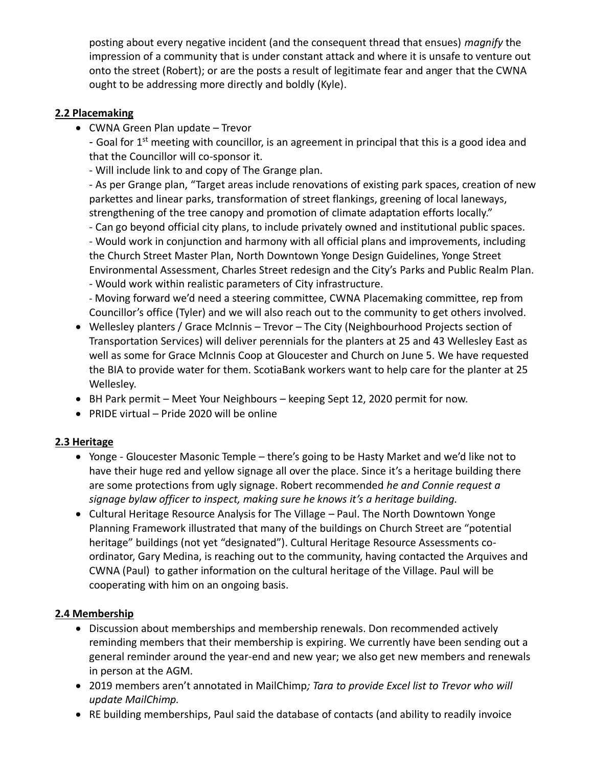posting about every negative incident (and the consequent thread that ensues) *magnify* the impression of a community that is under constant attack and where it is unsafe to venture out onto the street (Robert); or are the posts a result of legitimate fear and anger that the CWNA ought to be addressing more directly and boldly (Kyle).

**2.2 Placemaking**

- CWNA Green Plan update – Trevor
  - Goal for 1st meeting with councillor, is an agreement in principal that this is a good idea and that the Councillor will co-sponsor it.
  - Will include link to and copy of The Grange plan.
  - As per Grange plan, "Target areas include renovations of existing park spaces, creation of new parkettes and linear parks, transformation of street flankings, greening of local laneways, strengthening of the tree canopy and promotion of climate adaptation efforts locally."
  - Can go beyond official city plans, to include privately owned and institutional public spaces.
  - Would work in conjunction and harmony with all official plans and improvements, including the Church Street Master Plan, North Downtown Yonge Design Guidelines, Yonge Street Environmental Assessment, Charles Street redesign and the City's Parks and Public Realm Plan.
  - Would work within realistic parameters of City infrastructure.
  - Moving forward we'd need a steering committee, CWNA Placemaking committee, rep from Councillor's office (Tyler) and we will also reach out to the community to get others involved.
- Wellesley planters / Grace McInnis – Trevor – The City (Neighbourhood Projects section of Transportation Services) will deliver perennials for the planters at 25 and 43 Wellesley East as well as some for Grace McInnis Coop at Gloucester and Church on June 5. We have requested the BIA to provide water for them. ScotiaBank workers want to help care for the planter at 25 Wellesley.
- BH Park permit – Meet Your Neighbours – keeping Sept 12, 2020 permit for now.
- PRIDE virtual – Pride 2020 will be online

**2.3 Heritage**

- Yonge - Gloucester Masonic Temple – there's going to be Hasty Market and we'd like not to have their huge red and yellow signage all over the place. Since it's a heritage building there are some protections from ugly signage. Robert recommended *he and Connie request a signage bylaw officer to inspect, making sure he knows it's a heritage building.*
- Cultural Heritage Resource Analysis for The Village – Paul. The North Downtown Yonge Planning Framework illustrated that many of the buildings on Church Street are "potential heritage" buildings (not yet "designated"). Cultural Heritage Resource Assessments co-ordinator, Gary Medina, is reaching out to the community, having contacted the Arquives and CWNA (Paul) to gather information on the cultural heritage of the Village. Paul will be cooperating with him on an ongoing basis.

**2.4 Membership**

- Discussion about memberships and membership renewals. Don recommended actively reminding members that their membership is expiring. We currently have been sending out a general reminder around the year-end and new year; we also get new members and renewals in person at the AGM.
- 2019 members aren't annotated in MailChimp*; Tara to provide Excel list to Trevor who will update MailChimp.*
- RE building memberships, Paul said the database of contacts (and ability to readily invoice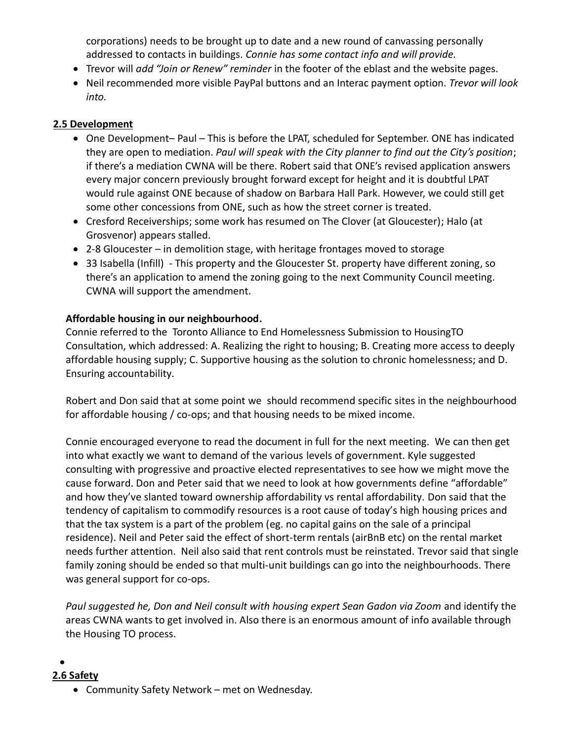corporations) needs to be brought up to date and a new round of canvassing personally addressed to contacts in buildings. *Connie has some contact info and will provide.*

- Trevor will *add "Join or Renew" reminder* in the footer of the eblast and the website pages.
- Neil recommended more visible PayPal buttons and an Interac payment option. *Trevor will look into.*

**2.5 Development**

- One Development– Paul – This is before the LPAT, scheduled for September. ONE has indicated they are open to mediation. *Paul will speak with the City planner to find out the City's position*; if there's a mediation CWNA will be there. Robert said that ONE's revised application answers every major concern previously brought forward except for height and it is doubtful LPAT would rule against ONE because of shadow on Barbara Hall Park. However, we could still get some other concessions from ONE, such as how the street corner is treated.
- Cresford Receiverships; some work has resumed on The Clover (at Gloucester); Halo (at Grosvenor) appears stalled.
- 2-8 Gloucester – in demolition stage, with heritage frontages moved to storage
- 33 Isabella (Infill) - This property and the Gloucester St. property have different zoning, so there's an application to amend the zoning going to the next Community Council meeting. CWNA will support the amendment.

**Affordable housing in our neighbourhood.**

Connie referred to the Toronto Alliance to End Homelessness Submission to HousingTO Consultation, which addressed: A. Realizing the right to housing; B. Creating more access to deeply affordable housing supply; C. Supportive housing as the solution to chronic homelessness; and D. Ensuring accountability.

Robert and Don said that at some point we should recommend specific sites in the neighbourhood for affordable housing / co-ops; and that housing needs to be mixed income.

Connie encouraged everyone to read the document in full for the next meeting. We can then get into what exactly we want to demand of the various levels of government. Kyle suggested consulting with progressive and proactive elected representatives to see how we might move the cause forward. Don and Peter said that we need to look at how governments define "affordable" and how they've slanted toward ownership affordability vs rental affordability. Don said that the tendency of capitalism to commodify resources is a root cause of today's high housing prices and that the tax system is a part of the problem (eg. no capital gains on the sale of a principal residence). Neil and Peter said the effect of short-term rentals (airBnB etc) on the rental market needs further attention. Neil also said that rent controls must be reinstated. Trevor said that single family zoning should be ended so that multi-unit buildings can go into the neighbourhoods. There was general support for co-ops.

*Paul suggested he, Don and Neil consult with housing expert Sean Gadon via Zoom* and identify the areas CWNA wants to get involved in. Also there is an enormous amount of info available through the Housing TO process.

**2.6 Safety**

- Community Safety Network – met on Wednesday.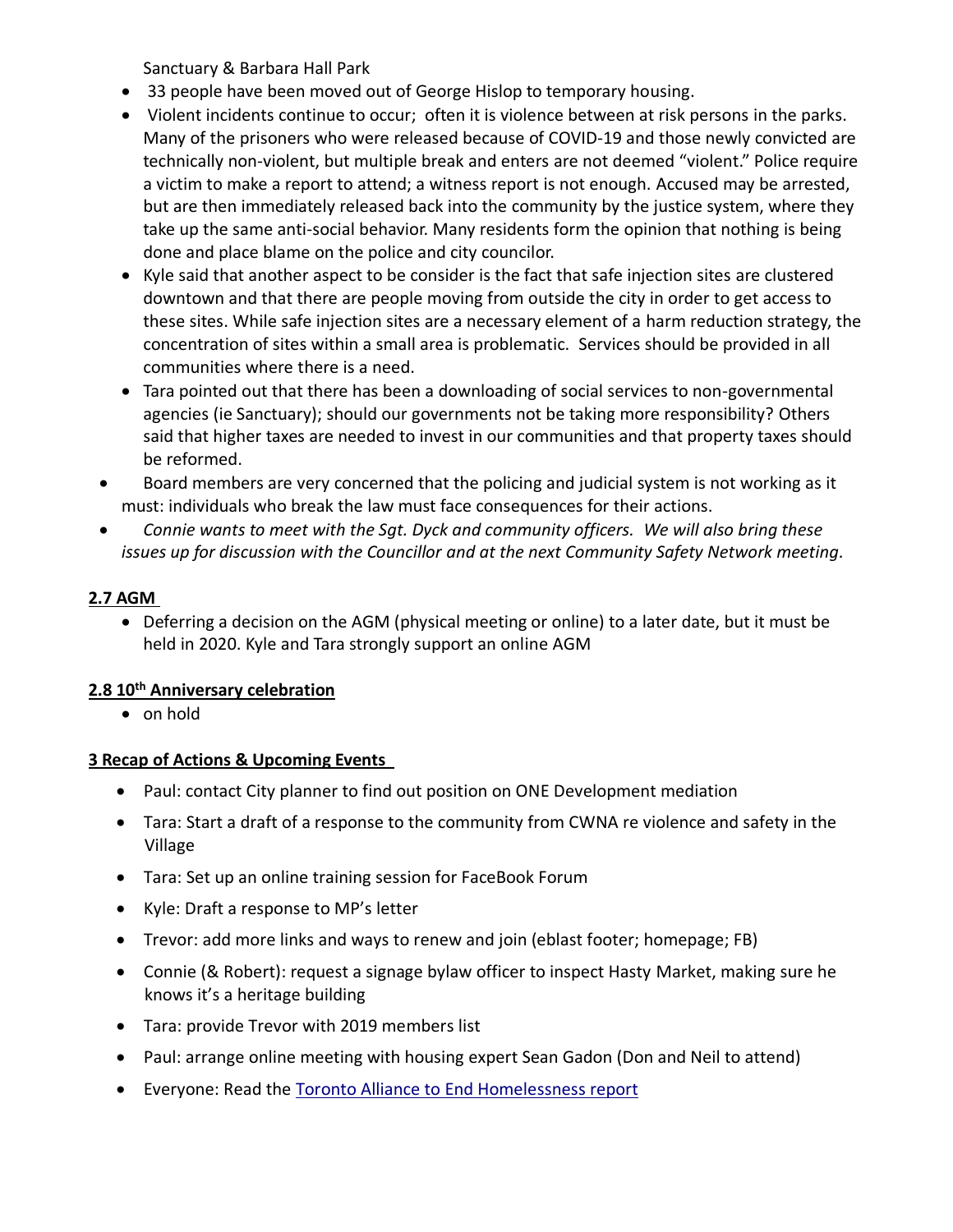Sanctuary & Barbara Hall Park

- 33 people have been moved out of George Hislop to temporary housing.
- Violent incidents continue to occur; often it is violence between at risk persons in the parks. Many of the prisoners who were released because of COVID-19 and those newly convicted are technically non-violent, but multiple break and enters are not deemed "violent." Police require a victim to make a report to attend; a witness report is not enough. Accused may be arrested, but are then immediately released back into the community by the justice system, where they take up the same anti-social behavior. Many residents form the opinion that nothing is being done and place blame on the police and city councilor.
- Kyle said that another aspect to be consider is the fact that safe injection sites are clustered downtown and that there are people moving from outside the city in order to get access to these sites. While safe injection sites are a necessary element of a harm reduction strategy, the concentration of sites within a small area is problematic. Services should be provided in all communities where there is a need.
- Tara pointed out that there has been a downloading of social services to non-governmental agencies (ie Sanctuary); should our governments not be taking more responsibility? Others said that higher taxes are needed to invest in our communities and that property taxes should be reformed.
- Board members are very concerned that the policing and judicial system is not working as it must: individuals who break the law must face consequences for their actions.
- *Connie wants to meet with the Sgt. Dyck and community officers. We will also bring these issues up for discussion with the Councillor and at the next Community Safety Network meeting.*

**2.7 AGM**

- Deferring a decision on the AGM (physical meeting or online) to a later date, but it must be held in 2020. Kyle and Tara strongly support an online AGM

**2.8 10th Anniversary celebration**

- on hold

**3 Recap of Actions & Upcoming Events**

- Paul: contact City planner to find out position on ONE Development mediation
- Tara: Start a draft of a response to the community from CWNA re violence and safety in the Village
- Tara: Set up an online training session for FaceBook Forum
- Kyle: Draft a response to MP's letter
- Trevor: add more links and ways to renew and join (eblast footer; homepage; FB)
- Connie (& Robert): request a signage bylaw officer to inspect Hasty Market, making sure he knows it's a heritage building
- Tara: provide Trevor with 2019 members list
- Paul: arrange online meeting with housing expert Sean Gadon (Don and Neil to attend)
- Everyone: Read the Toronto Alliance to End Homelessness report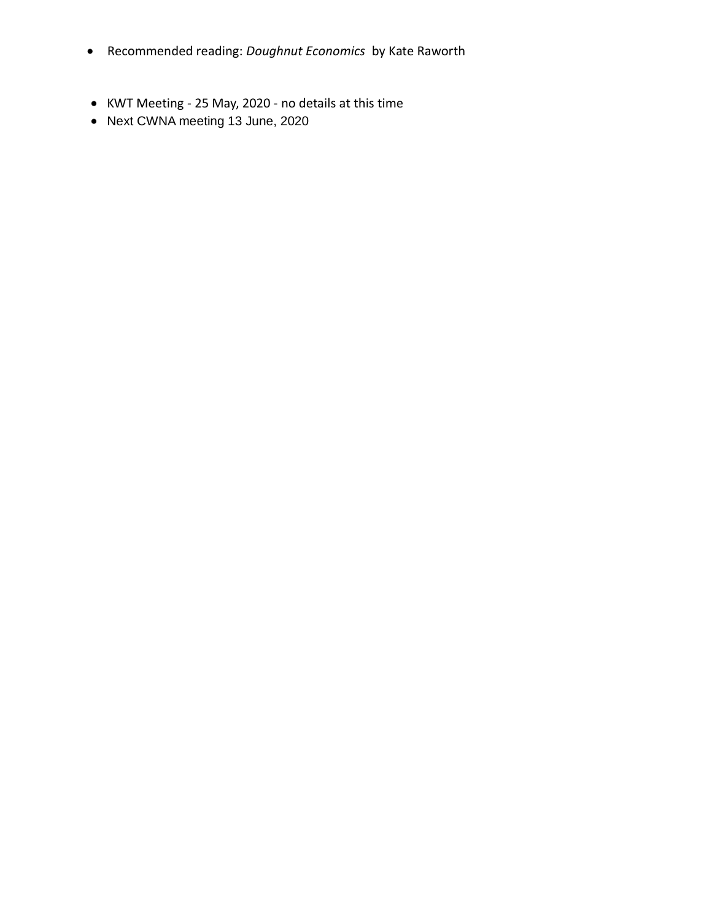- Recommended reading: *Doughnut Economics* by Kate Raworth

- KWT Meeting - 25 May, 2020 - no details at this time
- Next CWNA meeting 13 June, 2020